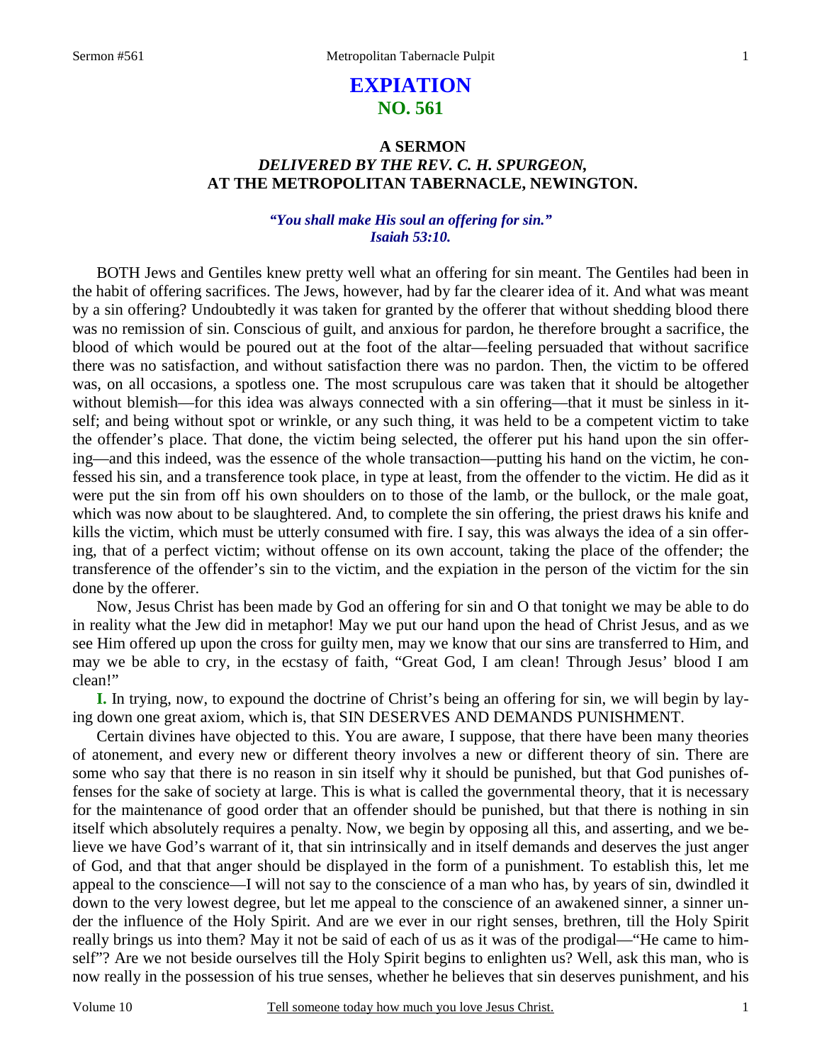# EXPIATION
## NO. 561

### A SERMON
### *DELIVERED BY THE REV. C. H. SPURGEON,*
### AT THE METROPOLITAN TABERNACLE, NEWINGTON.

*"You shall make His soul an offering for sin." Isaiah 53:10.*

BOTH Jews and Gentiles knew pretty well what an offering for sin meant. The Gentiles had been in the habit of offering sacrifices. The Jews, however, had by far the clearer idea of it. And what was meant by a sin offering? Undoubtedly it was taken for granted by the offerer that without shedding blood there was no remission of sin. Conscious of guilt, and anxious for pardon, he therefore brought a sacrifice, the blood of which would be poured out at the foot of the altar—feeling persuaded that without sacrifice there was no satisfaction, and without satisfaction there was no pardon. Then, the victim to be offered was, on all occasions, a spotless one. The most scrupulous care was taken that it should be altogether without blemish—for this idea was always connected with a sin offering—that it must be sinless in itself; and being without spot or wrinkle, or any such thing, it was held to be a competent victim to take the offender's place. That done, the victim being selected, the offerer put his hand upon the sin offering—and this indeed, was the essence of the whole transaction—putting his hand on the victim, he confessed his sin, and a transference took place, in type at least, from the offender to the victim. He did as it were put the sin from off his own shoulders on to those of the lamb, or the bullock, or the male goat, which was now about to be slaughtered. And, to complete the sin offering, the priest draws his knife and kills the victim, which must be utterly consumed with fire. I say, this was always the idea of a sin offering, that of a perfect victim; without offense on its own account, taking the place of the offender; the transference of the offender's sin to the victim, and the expiation in the person of the victim for the sin done by the offerer.

Now, Jesus Christ has been made by God an offering for sin and O that tonight we may be able to do in reality what the Jew did in metaphor! May we put our hand upon the head of Christ Jesus, and as we see Him offered up upon the cross for guilty men, may we know that our sins are transferred to Him, and may we be able to cry, in the ecstasy of faith, "Great God, I am clean! Through Jesus' blood I am clean!"

**I.** In trying, now, to expound the doctrine of Christ's being an offering for sin, we will begin by laying down one great axiom, which is, that SIN DESERVES AND DEMANDS PUNISHMENT.

Certain divines have objected to this. You are aware, I suppose, that there have been many theories of atonement, and every new or different theory involves a new or different theory of sin. There are some who say that there is no reason in sin itself why it should be punished, but that God punishes offenses for the sake of society at large. This is what is called the governmental theory, that it is necessary for the maintenance of good order that an offender should be punished, but that there is nothing in sin itself which absolutely requires a penalty. Now, we begin by opposing all this, and asserting, and we believe we have God's warrant of it, that sin intrinsically and in itself demands and deserves the just anger of God, and that that anger should be displayed in the form of a punishment. To establish this, let me appeal to the conscience—I will not say to the conscience of a man who has, by years of sin, dwindled it down to the very lowest degree, but let me appeal to the conscience of an awakened sinner, a sinner under the influence of the Holy Spirit. And are we ever in our right senses, brethren, till the Holy Spirit really brings us into them? May it not be said of each of us as it was of the prodigal—"He came to himself"? Are we not beside ourselves till the Holy Spirit begins to enlighten us? Well, ask this man, who is now really in the possession of his true senses, whether he believes that sin deserves punishment, and his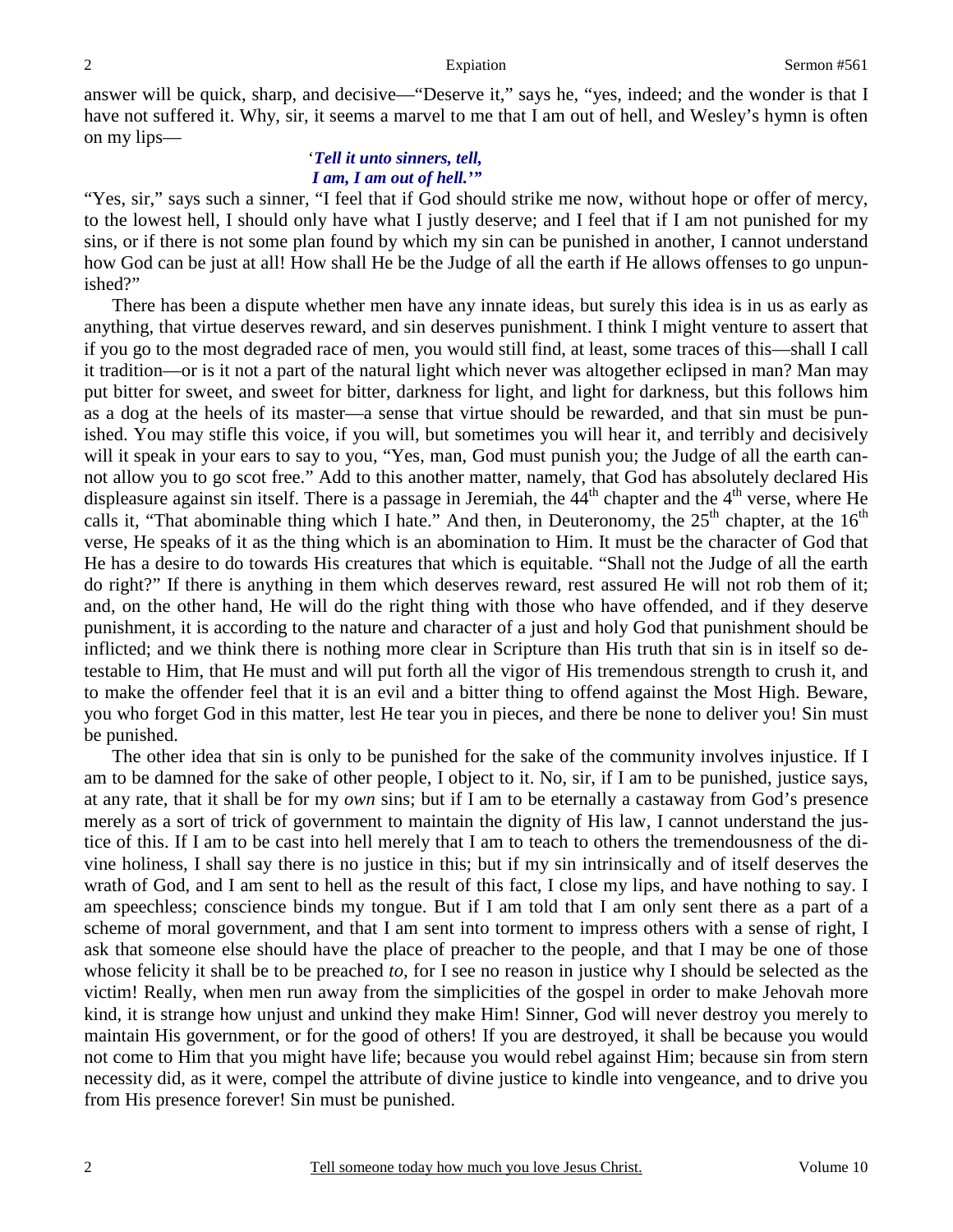answer will be quick, sharp, and decisive—"Deserve it," says he, "yes, indeed; and the wonder is that I have not suffered it. Why, sir, it seems a marvel to me that I am out of hell, and Wesley's hymn is often on my lips—

> '*Tell it unto sinners, tell,*
> *I am, I am out of hell.'"*

"Yes, sir," says such a sinner, "I feel that if God should strike me now, without hope or offer of mercy, to the lowest hell, I should only have what I justly deserve; and I feel that if I am not punished for my sins, or if there is not some plan found by which my sin can be punished in another, I cannot understand how God can be just at all! How shall He be the Judge of all the earth if He allows offenses to go unpunished?"

There has been a dispute whether men have any innate ideas, but surely this idea is in us as early as anything, that virtue deserves reward, and sin deserves punishment. I think I might venture to assert that if you go to the most degraded race of men, you would still find, at least, some traces of this—shall I call it tradition—or is it not a part of the natural light which never was altogether eclipsed in man? Man may put bitter for sweet, and sweet for bitter, darkness for light, and light for darkness, but this follows him as a dog at the heels of its master—a sense that virtue should be rewarded, and that sin must be punished. You may stifle this voice, if you will, but sometimes you will hear it, and terribly and decisively will it speak in your ears to say to you, "Yes, man, God must punish you; the Judge of all the earth cannot allow you to go scot free." Add to this another matter, namely, that God has absolutely declared His displeasure against sin itself. There is a passage in Jeremiah, the 44th chapter and the 4th verse, where He calls it, "That abominable thing which I hate." And then, in Deuteronomy, the 25th chapter, at the 16th verse, He speaks of it as the thing which is an abomination to Him. It must be the character of God that He has a desire to do towards His creatures that which is equitable. "Shall not the Judge of all the earth do right?" If there is anything in them which deserves reward, rest assured He will not rob them of it; and, on the other hand, He will do the right thing with those who have offended, and if they deserve punishment, it is according to the nature and character of a just and holy God that punishment should be inflicted; and we think there is nothing more clear in Scripture than His truth that sin is in itself so detestable to Him, that He must and will put forth all the vigor of His tremendous strength to crush it, and to make the offender feel that it is an evil and a bitter thing to offend against the Most High. Beware, you who forget God in this matter, lest He tear you in pieces, and there be none to deliver you! Sin must be punished.

The other idea that sin is only to be punished for the sake of the community involves injustice. If I am to be damned for the sake of other people, I object to it. No, sir, if I am to be punished, justice says, at any rate, that it shall be for my *own* sins; but if I am to be eternally a castaway from God's presence merely as a sort of trick of government to maintain the dignity of His law, I cannot understand the justice of this. If I am to be cast into hell merely that I am to teach to others the tremendousness of the divine holiness, I shall say there is no justice in this; but if my sin intrinsically and of itself deserves the wrath of God, and I am sent to hell as the result of this fact, I close my lips, and have nothing to say. I am speechless; conscience binds my tongue. But if I am told that I am only sent there as a part of a scheme of moral government, and that I am sent into torment to impress others with a sense of right, I ask that someone else should have the place of preacher to the people, and that I may be one of those whose felicity it shall be to be preached *to*, for I see no reason in justice why I should be selected as the victim! Really, when men run away from the simplicities of the gospel in order to make Jehovah more kind, it is strange how unjust and unkind they make Him! Sinner, God will never destroy you merely to maintain His government, or for the good of others! If you are destroyed, it shall be because you would not come to Him that you might have life; because you would rebel against Him; because sin from stern necessity did, as it were, compel the attribute of divine justice to kindle into vengeance, and to drive you from His presence forever! Sin must be punished.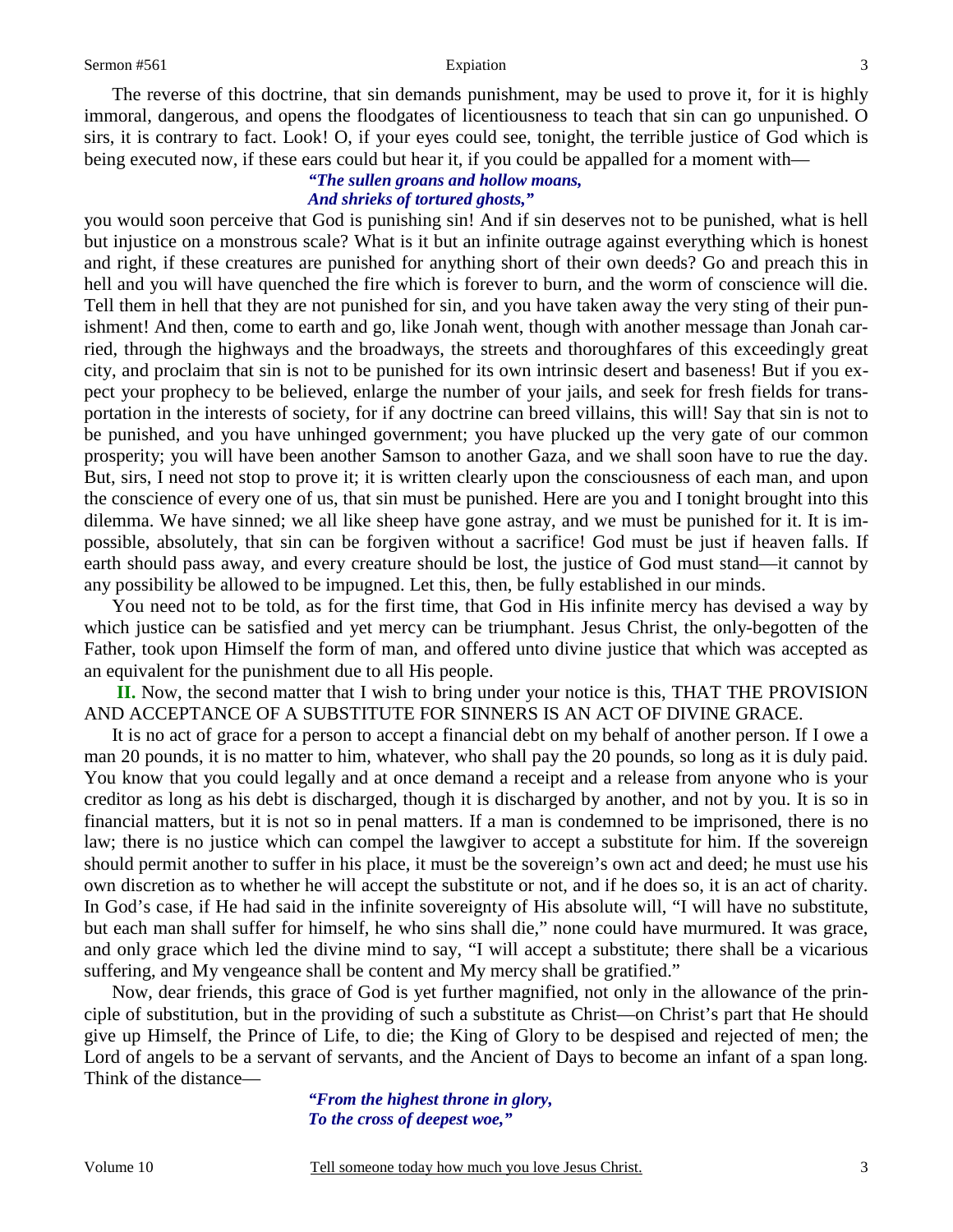The reverse of this doctrine, that sin demands punishment, may be used to prove it, for it is highly immoral, dangerous, and opens the floodgates of licentiousness to teach that sin can go unpunished. O sirs, it is contrary to fact. Look! O, if your eyes could see, tonight, the terrible justice of God which is being executed now, if these ears could but hear it, if you could be appalled for a moment with—

> ***"The sullen groans and hollow moans,***
> ***And shrieks of tortured ghosts,"***

you would soon perceive that God is punishing sin! And if sin deserves not to be punished, what is hell but injustice on a monstrous scale? What is it but an infinite outrage against everything which is honest and right, if these creatures are punished for anything short of their own deeds? Go and preach this in hell and you will have quenched the fire which is forever to burn, and the worm of conscience will die. Tell them in hell that they are not punished for sin, and you have taken away the very sting of their punishment! And then, come to earth and go, like Jonah went, though with another message than Jonah carried, through the highways and the broadways, the streets and thoroughfares of this exceedingly great city, and proclaim that sin is not to be punished for its own intrinsic desert and baseness! But if you expect your prophecy to be believed, enlarge the number of your jails, and seek for fresh fields for transportation in the interests of society, for if any doctrine can breed villains, this will! Say that sin is not to be punished, and you have unhinged government; you have plucked up the very gate of our common prosperity; you will have been another Samson to another Gaza, and we shall soon have to rue the day. But, sirs, I need not stop to prove it; it is written clearly upon the consciousness of each man, and upon the conscience of every one of us, that sin must be punished. Here are you and I tonight brought into this dilemma. We have sinned; we all like sheep have gone astray, and we must be punished for it. It is impossible, absolutely, that sin can be forgiven without a sacrifice! God must be just if heaven falls. If earth should pass away, and every creature should be lost, the justice of God must stand—it cannot by any possibility be allowed to be impugned. Let this, then, be fully established in our minds.

You need not to be told, as for the first time, that God in His infinite mercy has devised a way by which justice can be satisfied and yet mercy can be triumphant. Jesus Christ, the only-begotten of the Father, took upon Himself the form of man, and offered unto divine justice that which was accepted as an equivalent for the punishment due to all His people.

**II.** Now, the second matter that I wish to bring under your notice is this, THAT THE PROVISION AND ACCEPTANCE OF A SUBSTITUTE FOR SINNERS IS AN ACT OF DIVINE GRACE.

It is no act of grace for a person to accept a financial debt on my behalf of another person. If I owe a man 20 pounds, it is no matter to him, whatever, who shall pay the 20 pounds, so long as it is duly paid. You know that you could legally and at once demand a receipt and a release from anyone who is your creditor as long as his debt is discharged, though it is discharged by another, and not by you. It is so in financial matters, but it is not so in penal matters. If a man is condemned to be imprisoned, there is no law; there is no justice which can compel the lawgiver to accept a substitute for him. If the sovereign should permit another to suffer in his place, it must be the sovereign's own act and deed; he must use his own discretion as to whether he will accept the substitute or not, and if he does so, it is an act of charity. In God's case, if He had said in the infinite sovereignty of His absolute will, "I will have no substitute, but each man shall suffer for himself, he who sins shall die," none could have murmured. It was grace, and only grace which led the divine mind to say, "I will accept a substitute; there shall be a vicarious suffering, and My vengeance shall be content and My mercy shall be gratified."

Now, dear friends, this grace of God is yet further magnified, not only in the allowance of the principle of substitution, but in the providing of such a substitute as Christ—on Christ's part that He should give up Himself, the Prince of Life, to die; the King of Glory to be despised and rejected of men; the Lord of angels to be a servant of servants, and the Ancient of Days to become an infant of a span long. Think of the distance—

> ***"From the highest throne in glory,***
> ***To the cross of deepest woe,"***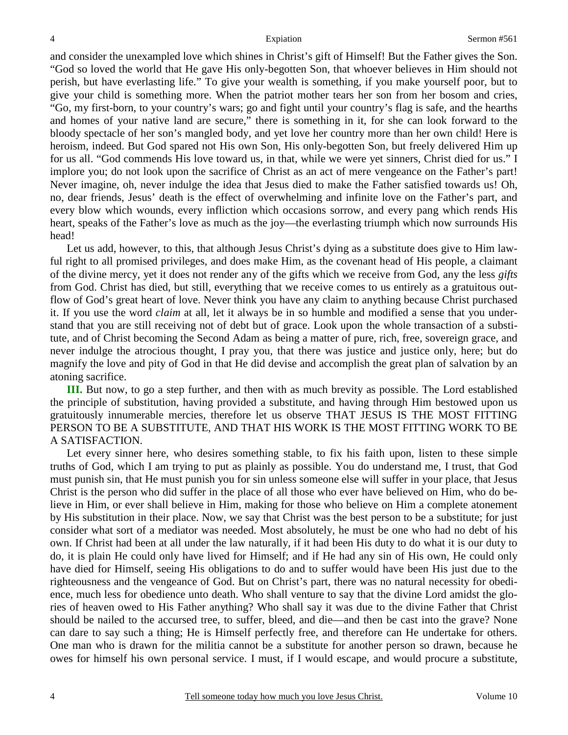and consider the unexampled love which shines in Christ's gift of Himself! But the Father gives the Son. "God so loved the world that He gave His only-begotten Son, that whoever believes in Him should not perish, but have everlasting life." To give your wealth is something, if you make yourself poor, but to give your child is something more. When the patriot mother tears her son from her bosom and cries, "Go, my first-born, to your country's wars; go and fight until your country's flag is safe, and the hearths and homes of your native land are secure," there is something in it, for she can look forward to the bloody spectacle of her son's mangled body, and yet love her country more than her own child! Here is heroism, indeed. But God spared not His own Son, His only-begotten Son, but freely delivered Him up for us all. "God commends His love toward us, in that, while we were yet sinners, Christ died for us." I implore you; do not look upon the sacrifice of Christ as an act of mere vengeance on the Father's part! Never imagine, oh, never indulge the idea that Jesus died to make the Father satisfied towards us! Oh, no, dear friends, Jesus' death is the effect of overwhelming and infinite love on the Father's part, and every blow which wounds, every infliction which occasions sorrow, and every pang which rends His heart, speaks of the Father's love as much as the joy—the everlasting triumph which now surrounds His head!

Let us add, however, to this, that although Jesus Christ's dying as a substitute does give to Him lawful right to all promised privileges, and does make Him, as the covenant head of His people, a claimant of the divine mercy, yet it does not render any of the gifts which we receive from God, any the less *gifts* from God. Christ has died, but still, everything that we receive comes to us entirely as a gratuitous outflow of God's great heart of love. Never think you have any claim to anything because Christ purchased it. If you use the word *claim* at all, let it always be in so humble and modified a sense that you understand that you are still receiving not of debt but of grace. Look upon the whole transaction of a substitute, and of Christ becoming the Second Adam as being a matter of pure, rich, free, sovereign grace, and never indulge the atrocious thought, I pray you, that there was justice and justice only, here; but do magnify the love and pity of God in that He did devise and accomplish the great plan of salvation by an atoning sacrifice.

**III.** But now, to go a step further, and then with as much brevity as possible. The Lord established the principle of substitution, having provided a substitute, and having through Him bestowed upon us gratuitously innumerable mercies, therefore let us observe THAT JESUS IS THE MOST FITTING PERSON TO BE A SUBSTITUTE, AND THAT HIS WORK IS THE MOST FITTING WORK TO BE A SATISFACTION.

Let every sinner here, who desires something stable, to fix his faith upon, listen to these simple truths of God, which I am trying to put as plainly as possible. You do understand me, I trust, that God must punish sin, that He must punish you for sin unless someone else will suffer in your place, that Jesus Christ is the person who did suffer in the place of all those who ever have believed on Him, who do believe in Him, or ever shall believe in Him, making for those who believe on Him a complete atonement by His substitution in their place. Now, we say that Christ was the best person to be a substitute; for just consider what sort of a mediator was needed. Most absolutely, he must be one who had no debt of his own. If Christ had been at all under the law naturally, if it had been His duty to do what it is our duty to do, it is plain He could only have lived for Himself; and if He had any sin of His own, He could only have died for Himself, seeing His obligations to do and to suffer would have been His just due to the righteousness and the vengeance of God. But on Christ's part, there was no natural necessity for obedience, much less for obedience unto death. Who shall venture to say that the divine Lord amidst the glories of heaven owed to His Father anything? Who shall say it was due to the divine Father that Christ should be nailed to the accursed tree, to suffer, bleed, and die—and then be cast into the grave? None can dare to say such a thing; He is Himself perfectly free, and therefore can He undertake for others. One man who is drawn for the militia cannot be a substitute for another person so drawn, because he owes for himself his own personal service. I must, if I would escape, and would procure a substitute,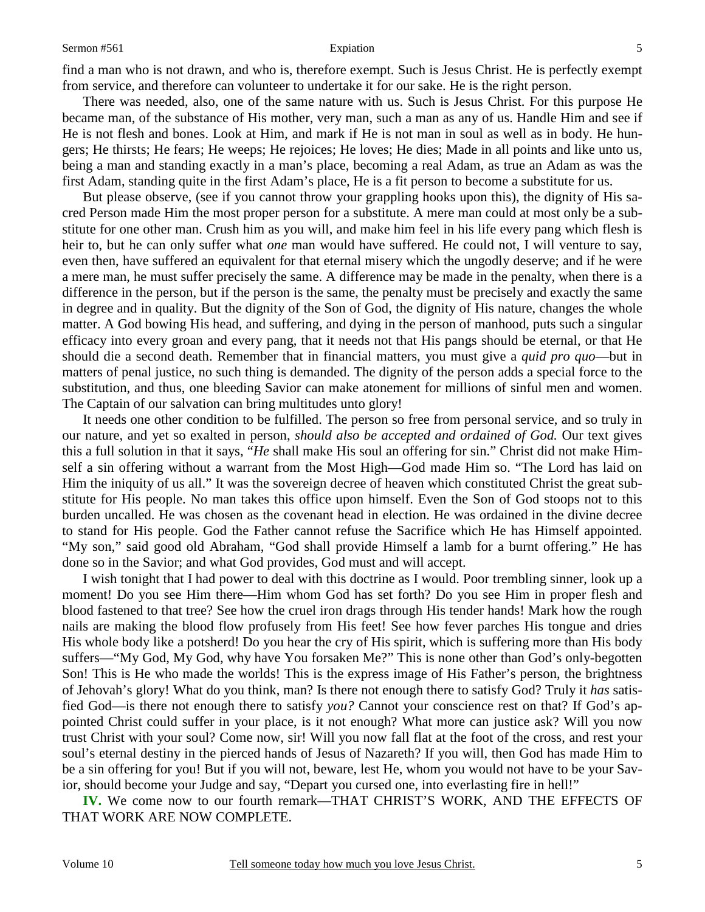find a man who is not drawn, and who is, therefore exempt. Such is Jesus Christ. He is perfectly exempt from service, and therefore can volunteer to undertake it for our sake. He is the right person.

There was needed, also, one of the same nature with us. Such is Jesus Christ. For this purpose He became man, of the substance of His mother, very man, such a man as any of us. Handle Him and see if He is not flesh and bones. Look at Him, and mark if He is not man in soul as well as in body. He hungers; He thirsts; He fears; He weeps; He rejoices; He loves; He dies; Made in all points and like unto us, being a man and standing exactly in a man's place, becoming a real Adam, as true an Adam as was the first Adam, standing quite in the first Adam's place, He is a fit person to become a substitute for us.

But please observe, (see if you cannot throw your grappling hooks upon this), the dignity of His sacred Person made Him the most proper person for a substitute. A mere man could at most only be a substitute for one other man. Crush him as you will, and make him feel in his life every pang which flesh is heir to, but he can only suffer what *one* man would have suffered. He could not, I will venture to say, even then, have suffered an equivalent for that eternal misery which the ungodly deserve; and if he were a mere man, he must suffer precisely the same. A difference may be made in the penalty, when there is a difference in the person, but if the person is the same, the penalty must be precisely and exactly the same in degree and in quality. But the dignity of the Son of God, the dignity of His nature, changes the whole matter. A God bowing His head, and suffering, and dying in the person of manhood, puts such a singular efficacy into every groan and every pang, that it needs not that His pangs should be eternal, or that He should die a second death. Remember that in financial matters, you must give a *quid pro quo*—but in matters of penal justice, no such thing is demanded. The dignity of the person adds a special force to the substitution, and thus, one bleeding Savior can make atonement for millions of sinful men and women. The Captain of our salvation can bring multitudes unto glory!

It needs one other condition to be fulfilled. The person so free from personal service, and so truly in our nature, and yet so exalted in person, *should also be accepted and ordained of God.* Our text gives this a full solution in that it says, "*He* shall make His soul an offering for sin." Christ did not make Himself a sin offering without a warrant from the Most High—God made Him so. "The Lord has laid on Him the iniquity of us all." It was the sovereign decree of heaven which constituted Christ the great substitute for His people. No man takes this office upon himself. Even the Son of God stoops not to this burden uncalled. He was chosen as the covenant head in election. He was ordained in the divine decree to stand for His people. God the Father cannot refuse the Sacrifice which He has Himself appointed. "My son," said good old Abraham, "God shall provide Himself a lamb for a burnt offering." He has done so in the Savior; and what God provides, God must and will accept.

I wish tonight that I had power to deal with this doctrine as I would. Poor trembling sinner, look up a moment! Do you see Him there—Him whom God has set forth? Do you see Him in proper flesh and blood fastened to that tree? See how the cruel iron drags through His tender hands! Mark how the rough nails are making the blood flow profusely from His feet! See how fever parches His tongue and dries His whole body like a potsherd! Do you hear the cry of His spirit, which is suffering more than His body suffers—"My God, My God, why have You forsaken Me?" This is none other than God's only-begotten Son! This is He who made the worlds! This is the express image of His Father's person, the brightness of Jehovah's glory! What do you think, man? Is there not enough there to satisfy God? Truly it *has* satisfied God—is there not enough there to satisfy *you?* Cannot your conscience rest on that? If God's appointed Christ could suffer in your place, is it not enough? What more can justice ask? Will you now trust Christ with your soul? Come now, sir! Will you now fall flat at the foot of the cross, and rest your soul's eternal destiny in the pierced hands of Jesus of Nazareth? If you will, then God has made Him to be a sin offering for you! But if you will not, beware, lest He, whom you would not have to be your Savior, should become your Judge and say, "Depart you cursed one, into everlasting fire in hell!"

**IV.** We come now to our fourth remark—THAT CHRIST'S WORK, AND THE EFFECTS OF THAT WORK ARE NOW COMPLETE.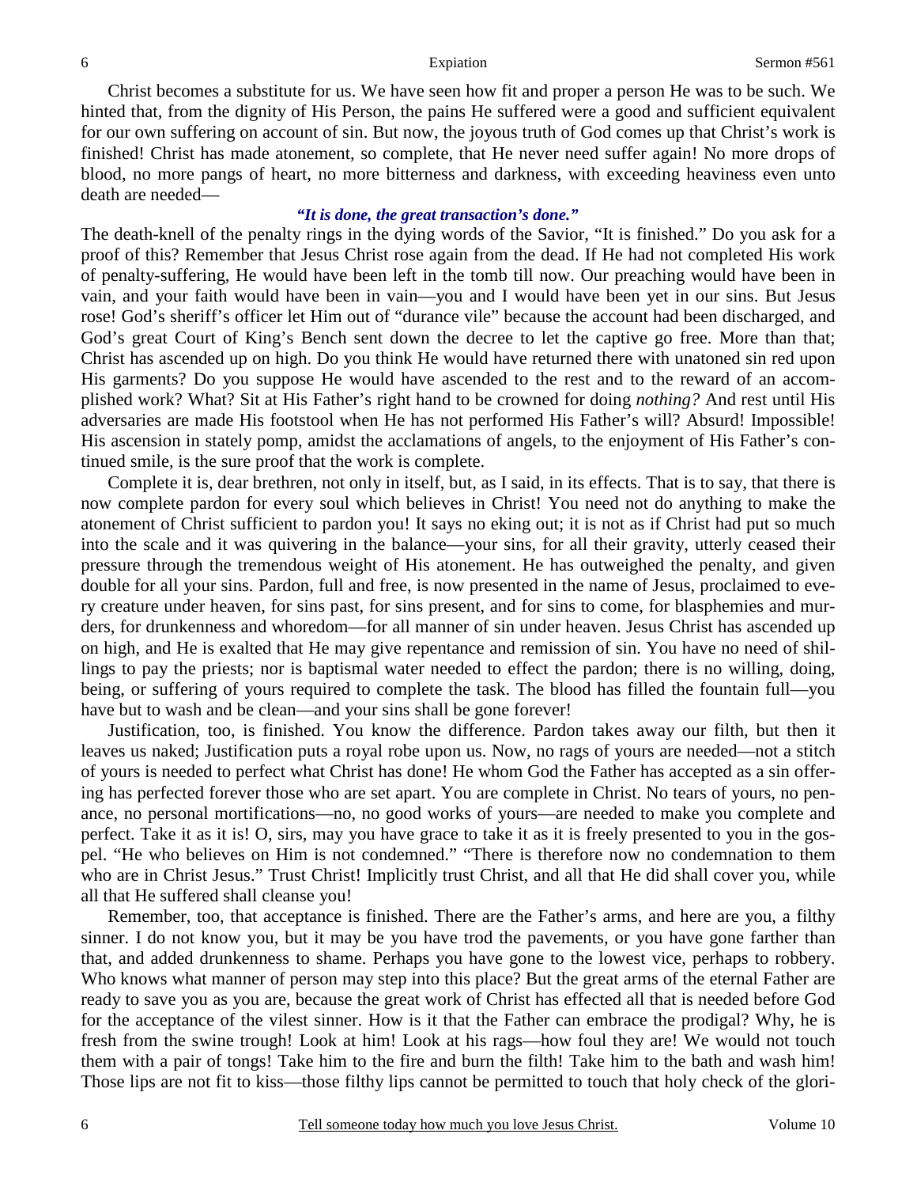Christ becomes a substitute for us. We have seen how fit and proper a person He was to be such. We hinted that, from the dignity of His Person, the pains He suffered were a good and sufficient equivalent for our own suffering on account of sin. But now, the joyous truth of God comes up that Christ's work is finished! Christ has made atonement, so complete, that He never need suffer again! No more drops of blood, no more pangs of heart, no more bitterness and darkness, with exceeding heaviness even unto death are needed—

***"It is done, the great transaction's done."***

The death-knell of the penalty rings in the dying words of the Savior, "It is finished." Do you ask for a proof of this? Remember that Jesus Christ rose again from the dead. If He had not completed His work of penalty-suffering, He would have been left in the tomb till now. Our preaching would have been in vain, and your faith would have been in vain—you and I would have been yet in our sins. But Jesus rose! God's sheriff's officer let Him out of "durance vile" because the account had been discharged, and God's great Court of King's Bench sent down the decree to let the captive go free. More than that; Christ has ascended up on high. Do you think He would have returned there with unatoned sin red upon His garments? Do you suppose He would have ascended to the rest and to the reward of an accomplished work? What? Sit at His Father's right hand to be crowned for doing *nothing?* And rest until His adversaries are made His footstool when He has not performed His Father's will? Absurd! Impossible! His ascension in stately pomp, amidst the acclamations of angels, to the enjoyment of His Father's continued smile, is the sure proof that the work is complete.

Complete it is, dear brethren, not only in itself, but, as I said, in its effects. That is to say, that there is now complete pardon for every soul which believes in Christ! You need not do anything to make the atonement of Christ sufficient to pardon you! It says no eking out; it is not as if Christ had put so much into the scale and it was quivering in the balance—your sins, for all their gravity, utterly ceased their pressure through the tremendous weight of His atonement. He has outweighed the penalty, and given double for all your sins. Pardon, full and free, is now presented in the name of Jesus, proclaimed to every creature under heaven, for sins past, for sins present, and for sins to come, for blasphemies and murders, for drunkenness and whoredom—for all manner of sin under heaven. Jesus Christ has ascended up on high, and He is exalted that He may give repentance and remission of sin. You have no need of shillings to pay the priests; nor is baptismal water needed to effect the pardon; there is no willing, doing, being, or suffering of yours required to complete the task. The blood has filled the fountain full—you have but to wash and be clean—and your sins shall be gone forever!

Justification, too, is finished. You know the difference. Pardon takes away our filth, but then it leaves us naked; Justification puts a royal robe upon us. Now, no rags of yours are needed—not a stitch of yours is needed to perfect what Christ has done! He whom God the Father has accepted as a sin offering has perfected forever those who are set apart. You are complete in Christ. No tears of yours, no penance, no personal mortifications—no, no good works of yours—are needed to make you complete and perfect. Take it as it is! O, sirs, may you have grace to take it as it is freely presented to you in the gospel. "He who believes on Him is not condemned." "There is therefore now no condemnation to them who are in Christ Jesus." Trust Christ! Implicitly trust Christ, and all that He did shall cover you, while all that He suffered shall cleanse you!

Remember, too, that acceptance is finished. There are the Father's arms, and here are you, a filthy sinner. I do not know you, but it may be you have trod the pavements, or you have gone farther than that, and added drunkenness to shame. Perhaps you have gone to the lowest vice, perhaps to robbery. Who knows what manner of person may step into this place? But the great arms of the eternal Father are ready to save you as you are, because the great work of Christ has effected all that is needed before God for the acceptance of the vilest sinner. How is it that the Father can embrace the prodigal? Why, he is fresh from the swine trough! Look at him! Look at his rags—how foul they are! We would not touch them with a pair of tongs! Take him to the fire and burn the filth! Take him to the bath and wash him! Those lips are not fit to kiss—those filthy lips cannot be permitted to touch that holy check of the glori-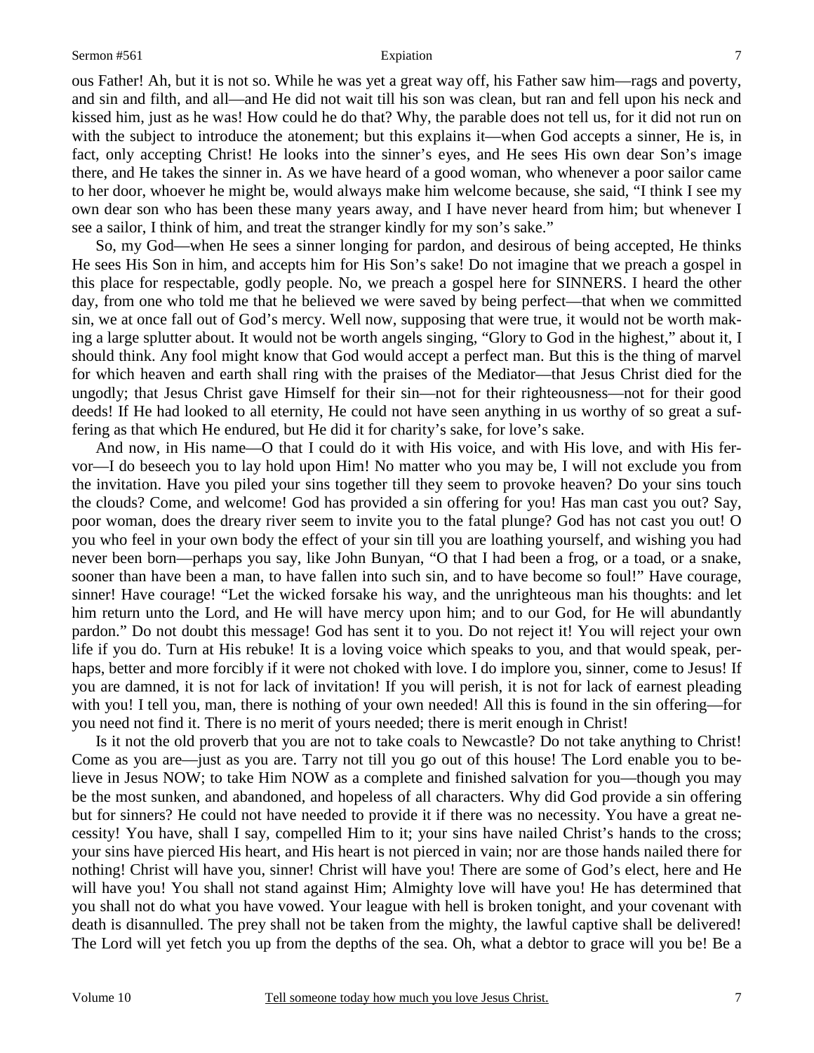ous Father! Ah, but it is not so. While he was yet a great way off, his Father saw him—rags and poverty, and sin and filth, and all—and He did not wait till his son was clean, but ran and fell upon his neck and kissed him, just as he was! How could he do that? Why, the parable does not tell us, for it did not run on with the subject to introduce the atonement; but this explains it—when God accepts a sinner, He is, in fact, only accepting Christ! He looks into the sinner's eyes, and He sees His own dear Son's image there, and He takes the sinner in. As we have heard of a good woman, who whenever a poor sailor came to her door, whoever he might be, would always make him welcome because, she said, "I think I see my own dear son who has been these many years away, and I have never heard from him; but whenever I see a sailor, I think of him, and treat the stranger kindly for my son's sake."

So, my God—when He sees a sinner longing for pardon, and desirous of being accepted, He thinks He sees His Son in him, and accepts him for His Son's sake! Do not imagine that we preach a gospel in this place for respectable, godly people. No, we preach a gospel here for SINNERS. I heard the other day, from one who told me that he believed we were saved by being perfect—that when we committed sin, we at once fall out of God's mercy. Well now, supposing that were true, it would not be worth making a large splutter about. It would not be worth angels singing, "Glory to God in the highest," about it, I should think. Any fool might know that God would accept a perfect man. But this is the thing of marvel for which heaven and earth shall ring with the praises of the Mediator—that Jesus Christ died for the ungodly; that Jesus Christ gave Himself for their sin—not for their righteousness—not for their good deeds! If He had looked to all eternity, He could not have seen anything in us worthy of so great a suffering as that which He endured, but He did it for charity's sake, for love's sake.

And now, in His name—O that I could do it with His voice, and with His love, and with His fervor—I do beseech you to lay hold upon Him! No matter who you may be, I will not exclude you from the invitation. Have you piled your sins together till they seem to provoke heaven? Do your sins touch the clouds? Come, and welcome! God has provided a sin offering for you! Has man cast you out? Say, poor woman, does the dreary river seem to invite you to the fatal plunge? God has not cast you out! O you who feel in your own body the effect of your sin till you are loathing yourself, and wishing you had never been born—perhaps you say, like John Bunyan, "O that I had been a frog, or a toad, or a snake, sooner than have been a man, to have fallen into such sin, and to have become so foul!" Have courage, sinner! Have courage! "Let the wicked forsake his way, and the unrighteous man his thoughts: and let him return unto the Lord, and He will have mercy upon him; and to our God, for He will abundantly pardon." Do not doubt this message! God has sent it to you. Do not reject it! You will reject your own life if you do. Turn at His rebuke! It is a loving voice which speaks to you, and that would speak, perhaps, better and more forcibly if it were not choked with love. I do implore you, sinner, come to Jesus! If you are damned, it is not for lack of invitation! If you will perish, it is not for lack of earnest pleading with you! I tell you, man, there is nothing of your own needed! All this is found in the sin offering—for you need not find it. There is no merit of yours needed; there is merit enough in Christ!

Is it not the old proverb that you are not to take coals to Newcastle? Do not take anything to Christ! Come as you are—just as you are. Tarry not till you go out of this house! The Lord enable you to believe in Jesus NOW; to take Him NOW as a complete and finished salvation for you—though you may be the most sunken, and abandoned, and hopeless of all characters. Why did God provide a sin offering but for sinners? He could not have needed to provide it if there was no necessity. You have a great necessity! You have, shall I say, compelled Him to it; your sins have nailed Christ's hands to the cross; your sins have pierced His heart, and His heart is not pierced in vain; nor are those hands nailed there for nothing! Christ will have you, sinner! Christ will have you! There are some of God's elect, here and He will have you! You shall not stand against Him; Almighty love will have you! He has determined that you shall not do what you have vowed. Your league with hell is broken tonight, and your covenant with death is disannulled. The prey shall not be taken from the mighty, the lawful captive shall be delivered! The Lord will yet fetch you up from the depths of the sea. Oh, what a debtor to grace will you be! Be a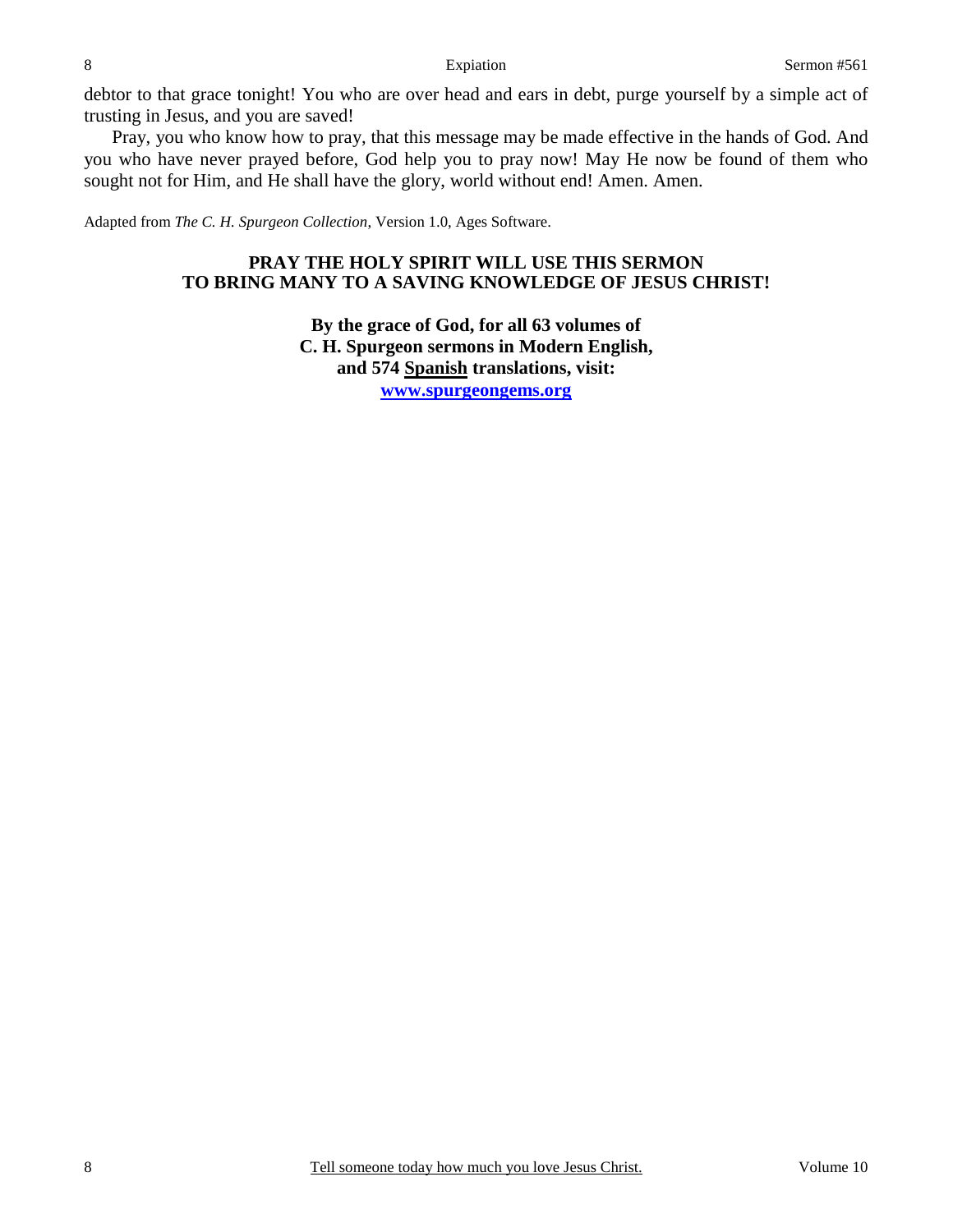debtor to that grace tonight! You who are over head and ears in debt, purge yourself by a simple act of trusting in Jesus, and you are saved!

Pray, you who know how to pray, that this message may be made effective in the hands of God. And you who have never prayed before, God help you to pray now! May He now be found of them who sought not for Him, and He shall have the glory, world without end! Amen. Amen.

Adapted from *The C. H. Spurgeon Collection*, Version 1.0, Ages Software.

**PRAY THE HOLY SPIRIT WILL USE THIS SERMON TO BRING MANY TO A SAVING KNOWLEDGE OF JESUS CHRIST!**

**By the grace of God, for all 63 volumes of C. H. Spurgeon sermons in Modern English, and 574 Spanish translations, visit: www.spurgeongems.org**

Tell someone today how much you love Jesus Christ.